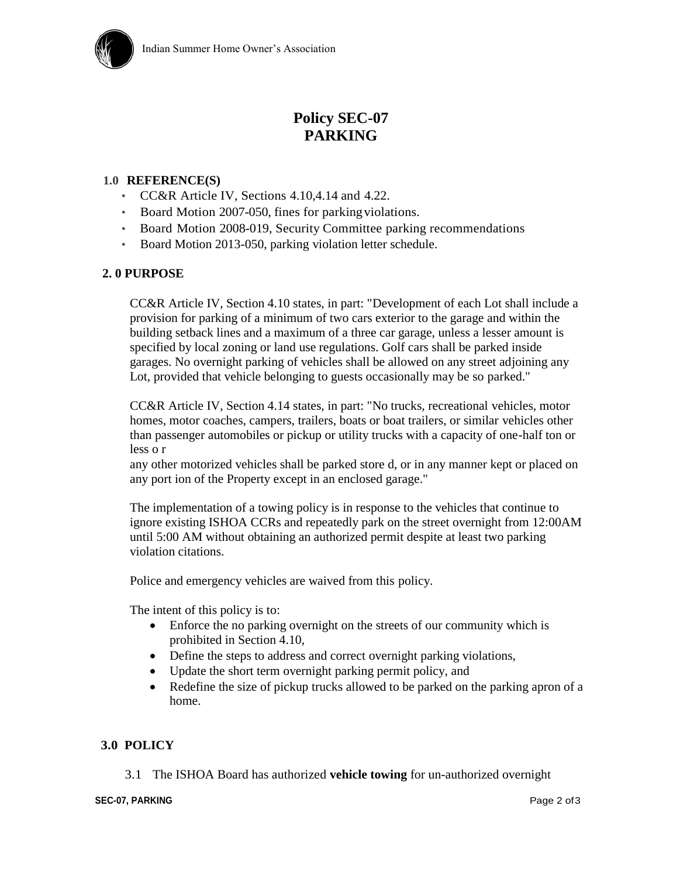# Policy SEC-07
# PARKING

## 1.0 REFERENCE(S)

- CC&R Article IV, Sections 4.10,4.14 and 4.22.
- Board Motion 2007-050, fines for parking violations.
- Board Motion 2008-019, Security Committee parking recommendations
- Board Motion 2013-050, parking violation letter schedule.

## 2. 0 PURPOSE

CC&R Article IV, Section 4.10 states, in part: "Development of each Lot shall include a provision for parking of a minimum of two cars exterior to the garage and within the building setback lines and a maximum of a three car garage, unless a lesser amount is specified by local zoning or land use regulations. Golf cars shall be parked inside garages. No overnight parking of vehicles shall be allowed on any street adjoining any Lot, provided that vehicle belonging to guests occasionally may be so parked."

CC&R Article IV, Section 4.14 states, in part: "No trucks, recreational vehicles, motor homes, motor coaches, campers, trailers, boats or boat trailers, or similar vehicles other than passenger automobiles or pickup or utility trucks with a capacity of one-half ton or less o r
any other motorized vehicles shall be parked store d, or in any manner kept or placed on any port ion of the Property except in an enclosed garage."

The implementation of a towing policy is in response to the vehicles that continue to ignore existing ISHOA CCRs and repeatedly park on the street overnight from 12:00AM until 5:00 AM without obtaining an authorized permit despite at least two parking violation citations.

Police and emergency vehicles are waived from this policy.

The intent of this policy is to:

- Enforce the no parking overnight on the streets of our community which is prohibited in Section 4.10,
- Define the steps to address and correct overnight parking violations,
- Update the short term overnight parking permit policy, and
- Redefine the size of pickup trucks allowed to be parked on the parking apron of a home.

## 3.0 POLICY

3.1 The ISHOA Board has authorized **vehicle towing** for un-authorized overnight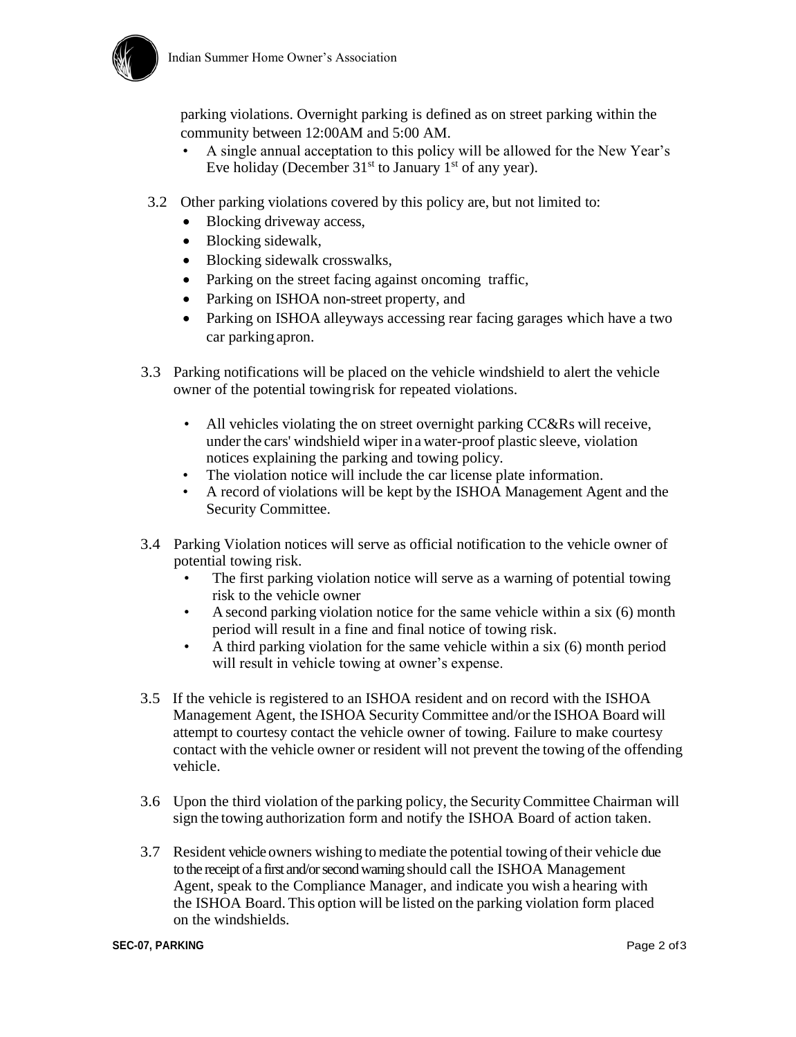parking violations. Overnight parking is defined as on street parking within the community between 12:00AM and 5:00 AM.

- A single annual acceptation to this policy will be allowed for the New Year's Eve holiday (December 31st to January 1st of any year).

3.2 Other parking violations covered by this policy are, but not limited to:

- Blocking driveway access,
- Blocking sidewalk,
- Blocking sidewalk crosswalks,
- Parking on the street facing against oncoming traffic,
- Parking on ISHOA non-street property, and
- Parking on ISHOA alleyways accessing rear facing garages which have a two car parking apron.

3.3 Parking notifications will be placed on the vehicle windshield to alert the vehicle owner of the potential towing risk for repeated violations.

- All vehicles violating the on street overnight parking CC&Rs will receive, under the cars' windshield wiper in a water-proof plastic sleeve, violation notices explaining the parking and towing policy.
- The violation notice will include the car license plate information.
- A record of violations will be kept by the ISHOA Management Agent and the Security Committee.

3.4 Parking Violation notices will serve as official notification to the vehicle owner of potential towing risk.

- The first parking violation notice will serve as a warning of potential towing risk to the vehicle owner
- A second parking violation notice for the same vehicle within a six (6) month period will result in a fine and final notice of towing risk.
- A third parking violation for the same vehicle within a six (6) month period will result in vehicle towing at owner's expense.

3.5 If the vehicle is registered to an ISHOA resident and on record with the ISHOA Management Agent, the ISHOA Security Committee and/or the ISHOA Board will attempt to courtesy contact the vehicle owner of towing. Failure to make courtesy contact with the vehicle owner or resident will not prevent the towing of the offending vehicle.

3.6 Upon the third violation of the parking policy, the Security Committee Chairman will sign the towing authorization form and notify the ISHOA Board of action taken.

3.7 Resident vehicle owners wishing to mediate the potential towing of their vehicle due to the receipt of a first and/or second warning should call the ISHOA Management Agent, speak to the Compliance Manager, and indicate you wish a hearing with the ISHOA Board. This option will be listed on the parking violation form placed on the windshields.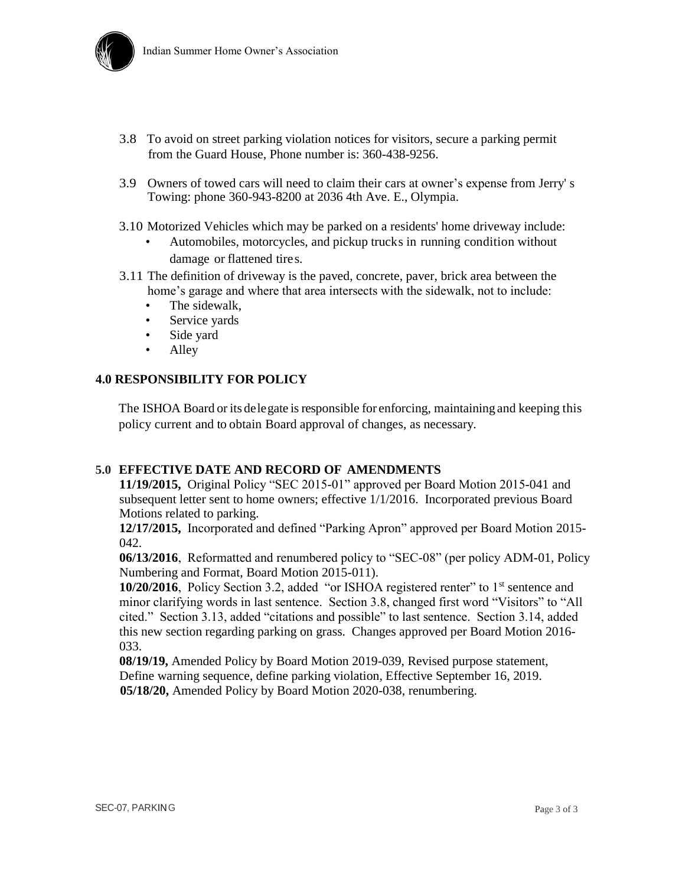3.8 To avoid on street parking violation notices for visitors, secure a parking permit from the Guard House, Phone number is: 360-438-9256.

3.9 Owners of towed cars will need to claim their cars at owner's expense from Jerry' s Towing: phone 360-943-8200 at 2036 4th Ave. E., Olympia.

3.10 Motorized Vehicles which may be parked on a residents' home driveway include:

- Automobiles, motorcycles, and pickup trucks in running condition without damage or flattened tires.

3.11 The definition of driveway is the paved, concrete, paver, brick area between the home's garage and where that area intersects with the sidewalk, not to include:

- The sidewalk,
- Service yards
- Side yard
- Alley

## 4.0 RESPONSIBILITY FOR POLICY

The ISHOA Board or its delegate is responsible for enforcing, maintaining and keeping this policy current and to obtain Board approval of changes, as necessary.

## 5.0 EFFECTIVE DATE AND RECORD OF AMENDMENTS

**11/19/2015,** Original Policy "SEC 2015-01" approved per Board Motion 2015-041 and subsequent letter sent to home owners; effective 1/1/2016. Incorporated previous Board Motions related to parking.

**12/17/2015,** Incorporated and defined "Parking Apron" approved per Board Motion 2015-042.

**06/13/2016**, Reformatted and renumbered policy to "SEC-08" (per policy ADM-01, Policy Numbering and Format, Board Motion 2015-011).

**10/20/2016**, Policy Section 3.2, added "or ISHOA registered renter" to 1st sentence and minor clarifying words in last sentence. Section 3.8, changed first word "Visitors" to "All cited." Section 3.13, added "citations and possible" to last sentence. Section 3.14, added this new section regarding parking on grass. Changes approved per Board Motion 2016-033.

**08/19/19,** Amended Policy by Board Motion 2019-039, Revised purpose statement, Define warning sequence, define parking violation, Effective September 16, 2019.

**05/18/20,** Amended Policy by Board Motion 2020-038, renumbering.